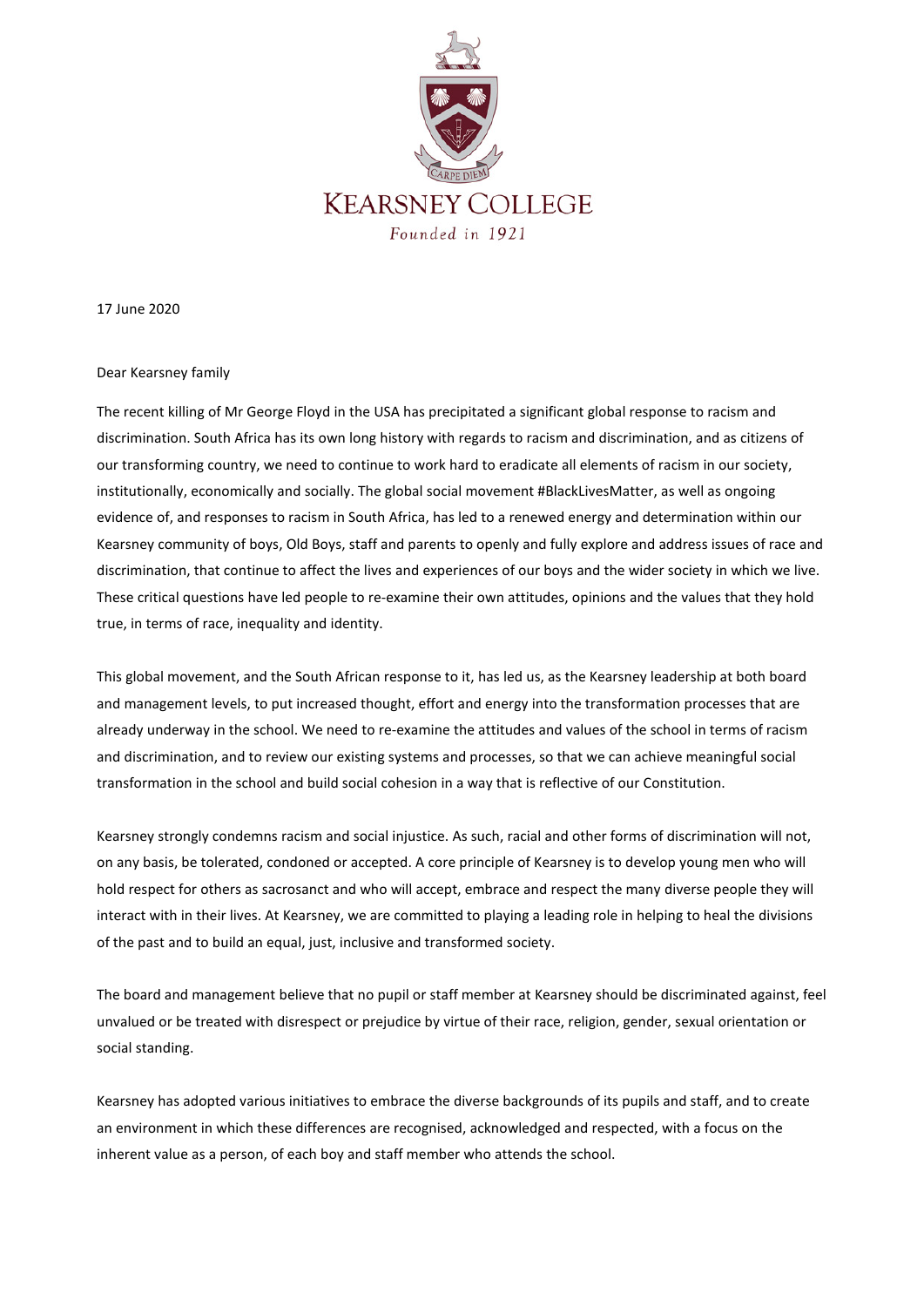# KEARSNEY COLLEGE

*Founded in 1921*

17 June 2020

Dear Kearsney family

The recent killing of Mr George Floyd in the USA has precipitated a significant global response to racism and discrimination. South Africa has its own long history with regards to racism and discrimination, and as citizens of our transforming country, we need to continue to work hard to eradicate all elements of racism in our society, institutionally, economically and socially. The global social movement #BlackLivesMatter, as well as ongoing evidence of, and responses to racism in South Africa, has led to a renewed energy and determination within our Kearsney community of boys, Old Boys, staff and parents to openly and fully explore and address issues of race and discrimination, that continue to affect the lives and experiences of our boys and the wider society in which we live. These critical questions have led people to re-examine their own attitudes, opinions and the values that they hold true, in terms of race, inequality and identity.

This global movement, and the South African response to it, has led us, as the Kearsney leadership at both board and management levels, to put increased thought, effort and energy into the transformation processes that are already underway in the school. We need to re-examine the attitudes and values of the school in terms of racism and discrimination, and to review our existing systems and processes, so that we can achieve meaningful social transformation in the school and build social cohesion in a way that is reflective of our Constitution.

Kearsney strongly condemns racism and social injustice. As such, racial and other forms of discrimination will not, on any basis, be tolerated, condoned or accepted. A core principle of Kearsney is to develop young men who will hold respect for others as sacrosanct and who will accept, embrace and respect the many diverse people they will interact with in their lives. At Kearsney, we are committed to playing a leading role in helping to heal the divisions of the past and to build an equal, just, inclusive and transformed society.

The board and management believe that no pupil or staff member at Kearsney should be discriminated against, feel unvalued or be treated with disrespect or prejudice by virtue of their race, religion, gender, sexual orientation or social standing.

Kearsney has adopted various initiatives to embrace the diverse backgrounds of its pupils and staff, and to create an environment in which these differences are recognised, acknowledged and respected, with a focus on the inherent value as a person, of each boy and staff member who attends the school.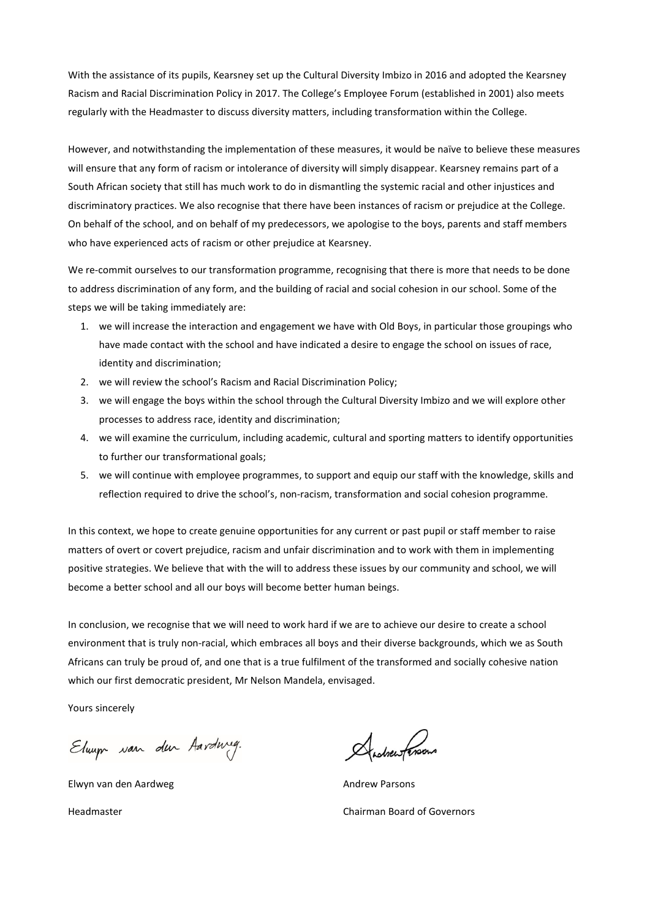With the assistance of its pupils, Kearsney set up the Cultural Diversity Imbizo in 2016 and adopted the Kearsney Racism and Racial Discrimination Policy in 2017. The College's Employee Forum (established in 2001) also meets regularly with the Headmaster to discuss diversity matters, including transformation within the College.

However, and notwithstanding the implementation of these measures, it would be naïve to believe these measures will ensure that any form of racism or intolerance of diversity will simply disappear. Kearsney remains part of a South African society that still has much work to do in dismantling the systemic racial and other injustices and discriminatory practices. We also recognise that there have been instances of racism or prejudice at the College. On behalf of the school, and on behalf of my predecessors, we apologise to the boys, parents and staff members who have experienced acts of racism or other prejudice at Kearsney.

We re-commit ourselves to our transformation programme, recognising that there is more that needs to be done to address discrimination of any form, and the building of racial and social cohesion in our school. Some of the steps we will be taking immediately are:

1. we will increase the interaction and engagement we have with Old Boys, in particular those groupings who have made contact with the school and have indicated a desire to engage the school on issues of race, identity and discrimination;
2. we will review the school's Racism and Racial Discrimination Policy;
3. we will engage the boys within the school through the Cultural Diversity Imbizo and we will explore other processes to address race, identity and discrimination;
4. we will examine the curriculum, including academic, cultural and sporting matters to identify opportunities to further our transformational goals;
5. we will continue with employee programmes, to support and equip our staff with the knowledge, skills and reflection required to drive the school's, non-racism, transformation and social cohesion programme.

In this context, we hope to create genuine opportunities for any current or past pupil or staff member to raise matters of overt or covert prejudice, racism and unfair discrimination and to work with them in implementing positive strategies. We believe that with the will to address these issues by our community and school, we will become a better school and all our boys will become better human beings.

In conclusion, we recognise that we will need to work hard if we are to achieve our desire to create a school environment that is truly non-racial, which embraces all boys and their diverse backgrounds, which we as South Africans can truly be proud of, and one that is a true fulfilment of the transformed and socially cohesive nation which our first democratic president, Mr Nelson Mandela, envisaged.

Yours sincerely

Elwyn van den Aardweg
Headmaster

Andrew Parsons
Chairman Board of Governors